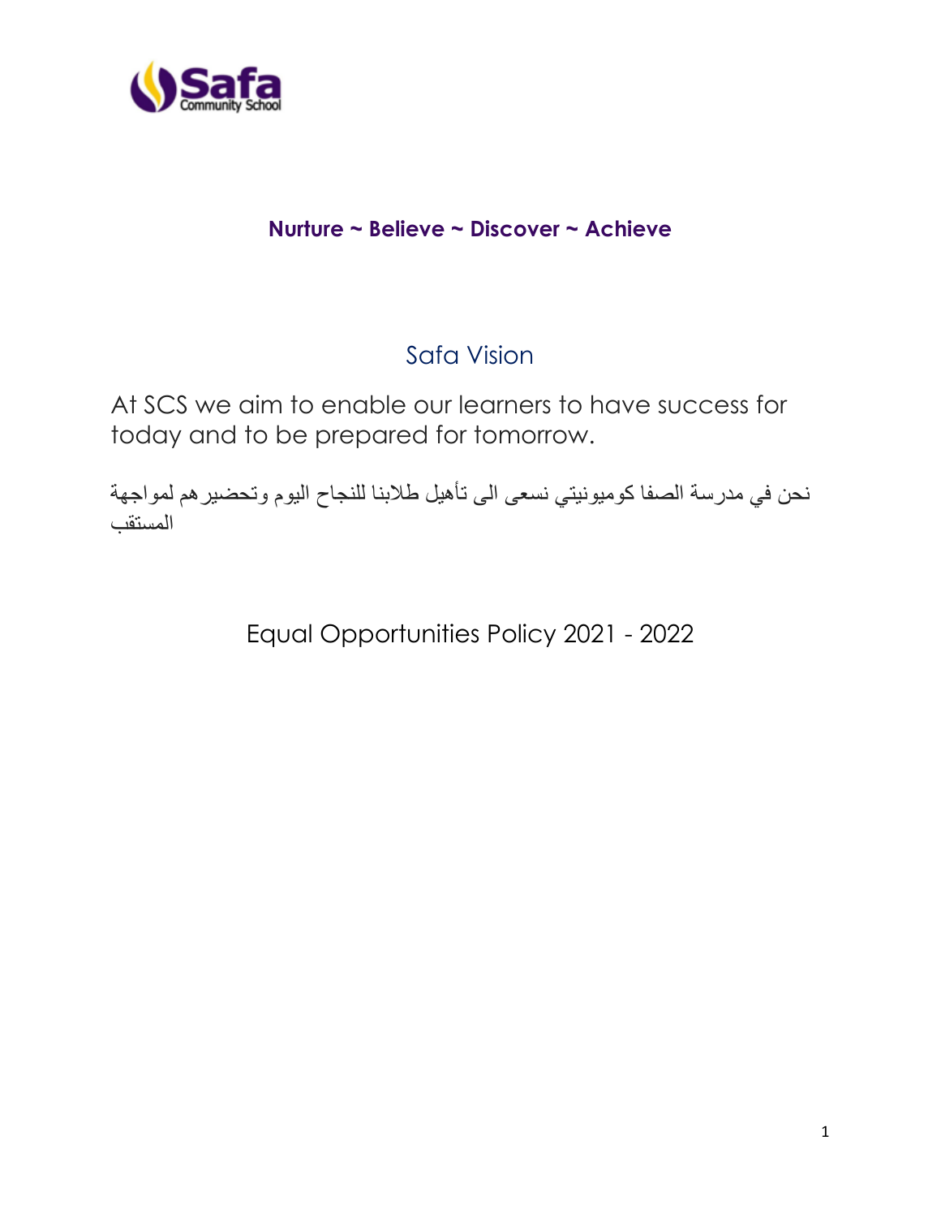**Nurture ~ Believe ~ Discover ~ Achieve**

## Safa Vision

At SCS we aim to enable our learners to have success for today and to be prepared for tomorrow.

نحن في مدرسة الصفا كوميونيتي نسعى الى تأهيل طلابنا للنجاح اليوم وتحضيرهم لمواجهة المستقبل

# Equal Opportunities Policy 2021 - 2022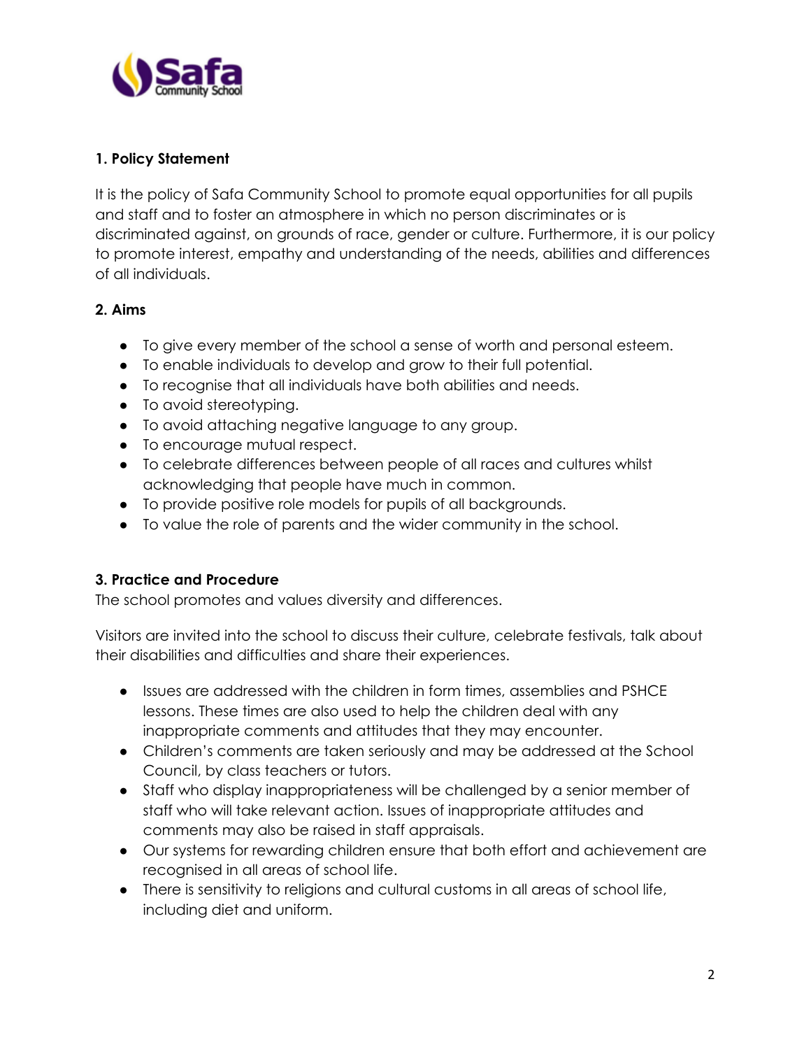## 1. Policy Statement

It is the policy of Safa Community School to promote equal opportunities for all pupils and staff and to foster an atmosphere in which no person discriminates or is discriminated against, on grounds of race, gender or culture. Furthermore, it is our policy to promote interest, empathy and understanding of the needs, abilities and differences of all individuals.

## 2. Aims

- To give every member of the school a sense of worth and personal esteem.
- To enable individuals to develop and grow to their full potential.
- To recognise that all individuals have both abilities and needs.
- To avoid stereotyping.
- To avoid attaching negative language to any group.
- To encourage mutual respect.
- To celebrate differences between people of all races and cultures whilst acknowledging that people have much in common.
- To provide positive role models for pupils of all backgrounds.
- To value the role of parents and the wider community in the school.

## 3. Practice and Procedure

The school promotes and values diversity and differences.

Visitors are invited into the school to discuss their culture, celebrate festivals, talk about their disabilities and difficulties and share their experiences.

- Issues are addressed with the children in form times, assemblies and PSHCE lessons. These times are also used to help the children deal with any inappropriate comments and attitudes that they may encounter.
- Children's comments are taken seriously and may be addressed at the School Council, by class teachers or tutors.
- Staff who display inappropriateness will be challenged by a senior member of staff who will take relevant action. Issues of inappropriate attitudes and comments may also be raised in staff appraisals.
- Our systems for rewarding children ensure that both effort and achievement are recognised in all areas of school life.
- There is sensitivity to religions and cultural customs in all areas of school life, including diet and uniform.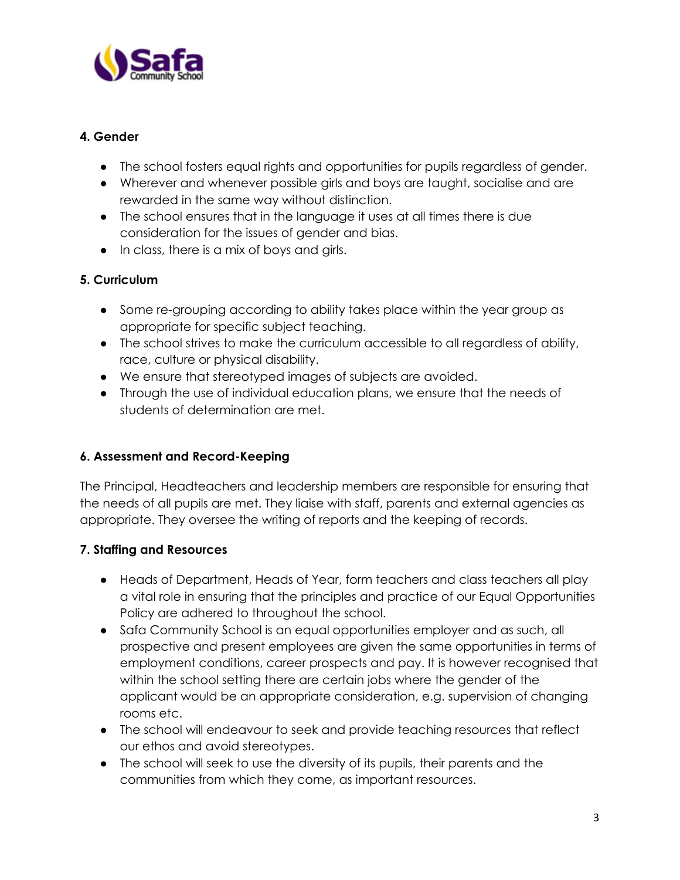### 4. Gender

- The school fosters equal rights and opportunities for pupils regardless of gender.
- Wherever and whenever possible girls and boys are taught, socialise and are rewarded in the same way without distinction.
- The school ensures that in the language it uses at all times there is due consideration for the issues of gender and bias.
- In class, there is a mix of boys and girls.

### 5. Curriculum

- Some re-grouping according to ability takes place within the year group as appropriate for specific subject teaching.
- The school strives to make the curriculum accessible to all regardless of ability, race, culture or physical disability.
- We ensure that stereotyped images of subjects are avoided.
- Through the use of individual education plans, we ensure that the needs of students of determination are met.

### 6. Assessment and Record-Keeping

The Principal, Headteachers and leadership members are responsible for ensuring that the needs of all pupils are met. They liaise with staff, parents and external agencies as appropriate. They oversee the writing of reports and the keeping of records.

### 7. Staffing and Resources

- Heads of Department, Heads of Year, form teachers and class teachers all play a vital role in ensuring that the principles and practice of our Equal Opportunities Policy are adhered to throughout the school.
- Safa Community School is an equal opportunities employer and as such, all prospective and present employees are given the same opportunities in terms of employment conditions, career prospects and pay. It is however recognised that within the school setting there are certain jobs where the gender of the applicant would be an appropriate consideration, e.g. supervision of changing rooms etc.
- The school will endeavour to seek and provide teaching resources that reflect our ethos and avoid stereotypes.
- The school will seek to use the diversity of its pupils, their parents and the communities from which they come, as important resources.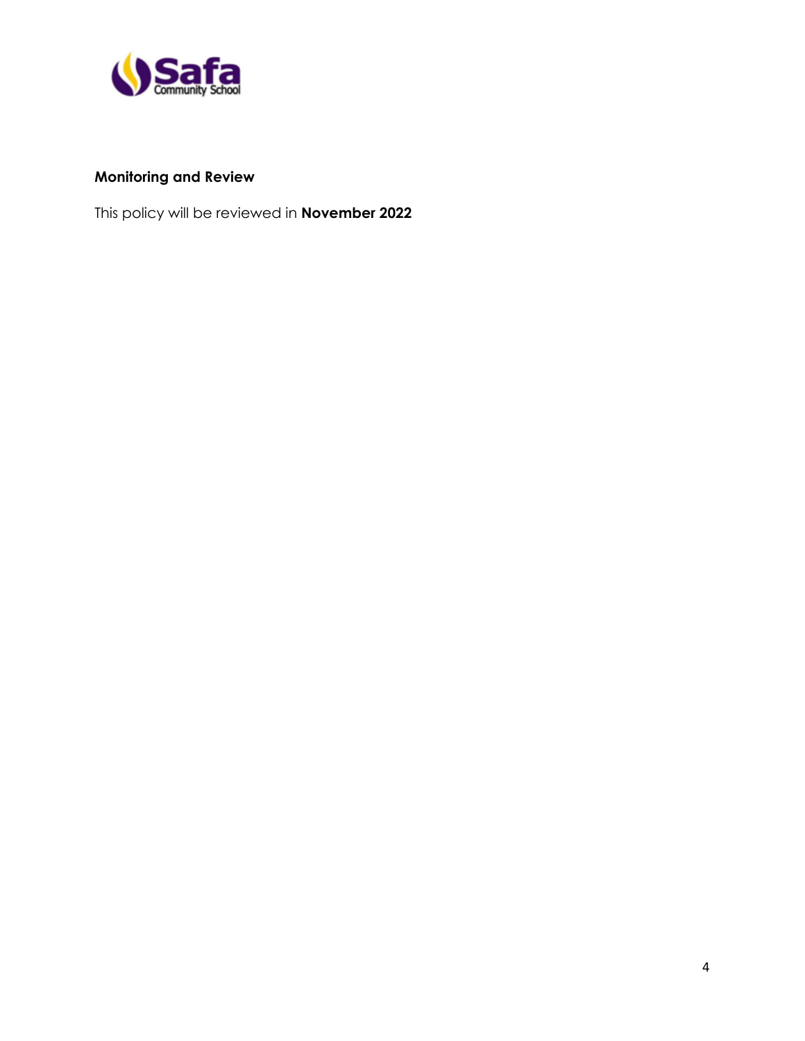**Monitoring and Review**

This policy will be reviewed in **November 2022**